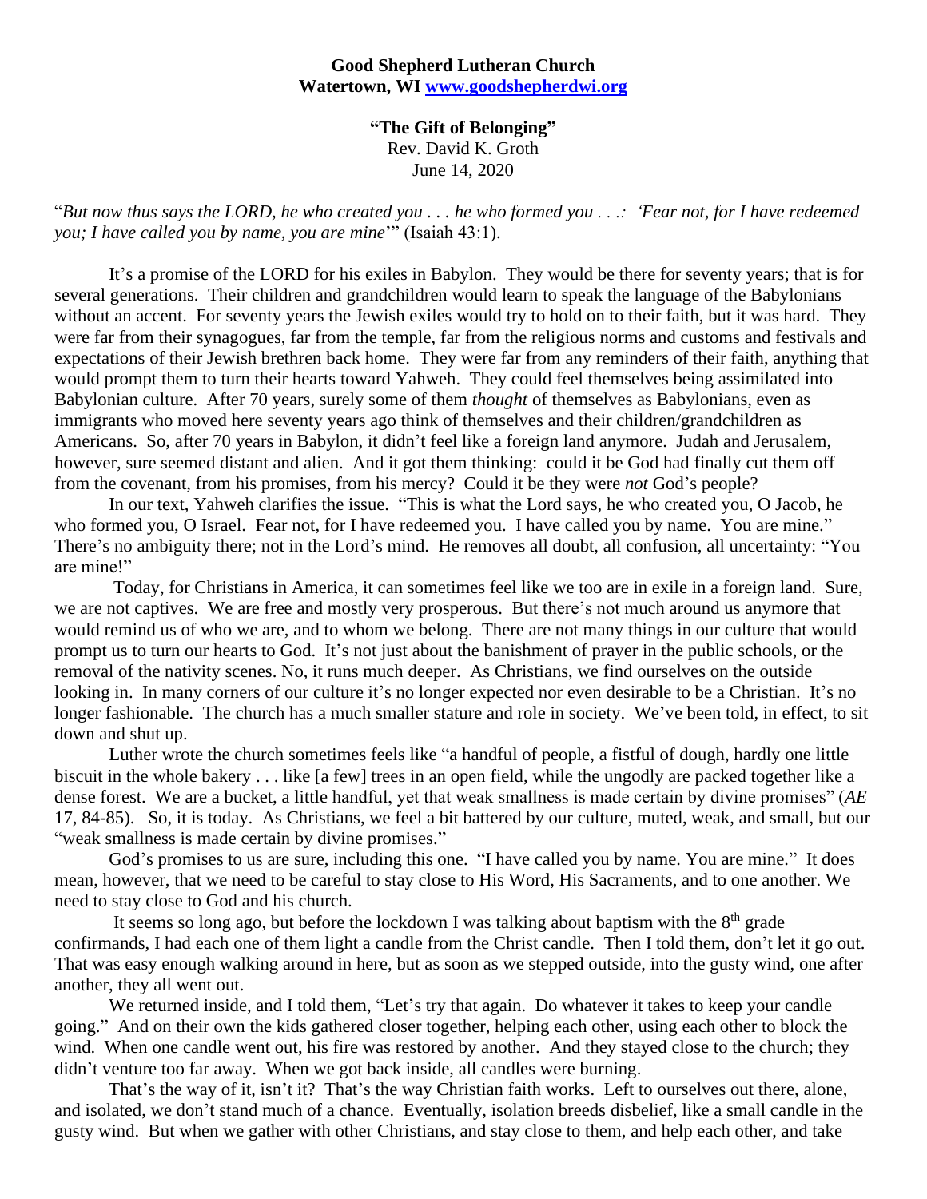**Good Shepherd Lutheran Church**
**Watertown, WI [www.goodshepherdwi.org](http://www.goodshepherdwi.org)**

**"The Gift of Belonging"**
Rev. David K. Groth
June 14, 2020

"*But now thus says the LORD, he who created you . . . he who formed you . . .: 'Fear not, for I have redeemed you; I have called you by name, you are mine*'" (Isaiah 43:1).

It's a promise of the LORD for his exiles in Babylon. They would be there for seventy years; that is for several generations. Their children and grandchildren would learn to speak the language of the Babylonians without an accent. For seventy years the Jewish exiles would try to hold on to their faith, but it was hard. They were far from their synagogues, far from the temple, far from the religious norms and customs and festivals and expectations of their Jewish brethren back home. They were far from any reminders of their faith, anything that would prompt them to turn their hearts toward Yahweh. They could feel themselves being assimilated into Babylonian culture. After 70 years, surely some of them *thought* of themselves as Babylonians, even as immigrants who moved here seventy years ago think of themselves and their children/grandchildren as Americans. So, after 70 years in Babylon, it didn't feel like a foreign land anymore. Judah and Jerusalem, however, sure seemed distant and alien. And it got them thinking: could it be God had finally cut them off from the covenant, from his promises, from his mercy? Could it be they were *not* God's people?

In our text, Yahweh clarifies the issue. "This is what the Lord says, he who created you, O Jacob, he who formed you, O Israel. Fear not, for I have redeemed you. I have called you by name. You are mine." There's no ambiguity there; not in the Lord's mind. He removes all doubt, all confusion, all uncertainty: "You are mine!"

Today, for Christians in America, it can sometimes feel like we too are in exile in a foreign land. Sure, we are not captives. We are free and mostly very prosperous. But there's not much around us anymore that would remind us of who we are, and to whom we belong. There are not many things in our culture that would prompt us to turn our hearts to God. It's not just about the banishment of prayer in the public schools, or the removal of the nativity scenes. No, it runs much deeper. As Christians, we find ourselves on the outside looking in. In many corners of our culture it's no longer expected nor even desirable to be a Christian. It's no longer fashionable. The church has a much smaller stature and role in society. We've been told, in effect, to sit down and shut up.

Luther wrote the church sometimes feels like "a handful of people, a fistful of dough, hardly one little biscuit in the whole bakery . . . like [a few] trees in an open field, while the ungodly are packed together like a dense forest. We are a bucket, a little handful, yet that weak smallness is made certain by divine promises" (*AE* 17, 84-85). So, it is today. As Christians, we feel a bit battered by our culture, muted, weak, and small, but our "weak smallness is made certain by divine promises."

God's promises to us are sure, including this one. "I have called you by name. You are mine." It does mean, however, that we need to be careful to stay close to His Word, His Sacraments, and to one another. We need to stay close to God and his church.

It seems so long ago, but before the lockdown I was talking about baptism with the 8th grade confirmands, I had each one of them light a candle from the Christ candle. Then I told them, don't let it go out. That was easy enough walking around in here, but as soon as we stepped outside, into the gusty wind, one after another, they all went out.

We returned inside, and I told them, "Let's try that again. Do whatever it takes to keep your candle going." And on their own the kids gathered closer together, helping each other, using each other to block the wind. When one candle went out, his fire was restored by another. And they stayed close to the church; they didn't venture too far away. When we got back inside, all candles were burning.

That's the way of it, isn't it? That's the way Christian faith works. Left to ourselves out there, alone, and isolated, we don't stand much of a chance. Eventually, isolation breeds disbelief, like a small candle in the gusty wind. But when we gather with other Christians, and stay close to them, and help each other, and take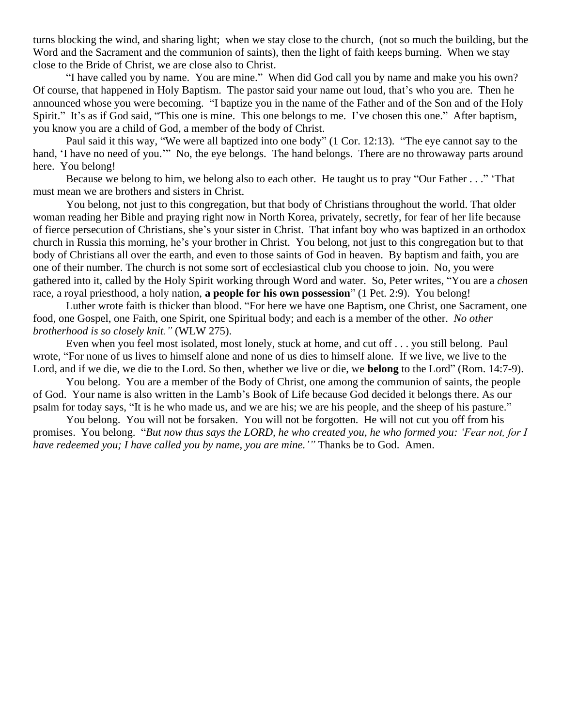turns blocking the wind, and sharing light; when we stay close to the church, (not so much the building, but the Word and the Sacrament and the communion of saints), then the light of faith keeps burning. When we stay close to the Bride of Christ, we are close also to Christ.

"I have called you by name. You are mine." When did God call you by name and make you his own? Of course, that happened in Holy Baptism. The pastor said your name out loud, that's who you are. Then he announced whose you were becoming. "I baptize you in the name of the Father and of the Son and of the Holy Spirit." It's as if God said, "This one is mine. This one belongs to me. I've chosen this one." After baptism, you know you are a child of God, a member of the body of Christ.

Paul said it this way, "We were all baptized into one body" (1 Cor. 12:13). "The eye cannot say to the hand, 'I have no need of you.'" No, the eye belongs. The hand belongs. There are no throwaway parts around here. You belong!

Because we belong to him, we belong also to each other. He taught us to pray "Our Father . . ." 'That must mean we are brothers and sisters in Christ.

You belong, not just to this congregation, but that body of Christians throughout the world. That older woman reading her Bible and praying right now in North Korea, privately, secretly, for fear of her life because of fierce persecution of Christians, she's your sister in Christ. That infant boy who was baptized in an orthodox church in Russia this morning, he's your brother in Christ. You belong, not just to this congregation but to that body of Christians all over the earth, and even to those saints of God in heaven. By baptism and faith, you are one of their number. The church is not some sort of ecclesiastical club you choose to join. No, you were gathered into it, called by the Holy Spirit working through Word and water. So, Peter writes, "You are a *chosen* race, a royal priesthood, a holy nation, **a people for his own possession**" (1 Pet. 2:9). You belong!

Luther wrote faith is thicker than blood. "For here we have one Baptism, one Christ, one Sacrament, one food, one Gospel, one Faith, one Spirit, one Spiritual body; and each is a member of the other. *No other brotherhood is so closely knit."* (WLW 275).

Even when you feel most isolated, most lonely, stuck at home, and cut off . . . you still belong. Paul wrote, "For none of us lives to himself alone and none of us dies to himself alone. If we live, we live to the Lord, and if we die, we die to the Lord. So then, whether we live or die, we **belong** to the Lord" (Rom. 14:7-9).

You belong. You are a member of the Body of Christ, one among the communion of saints, the people of God. Your name is also written in the Lamb's Book of Life because God decided it belongs there. As our psalm for today says, "It is he who made us, and we are his; we are his people, and the sheep of his pasture."

You belong. You will not be forsaken. You will not be forgotten. He will not cut you off from his promises. You belong. "*But now thus says the LORD, he who created you, he who formed you: 'Fear not, for I have redeemed you; I have called you by name, you are mine.'"* Thanks be to God. Amen.